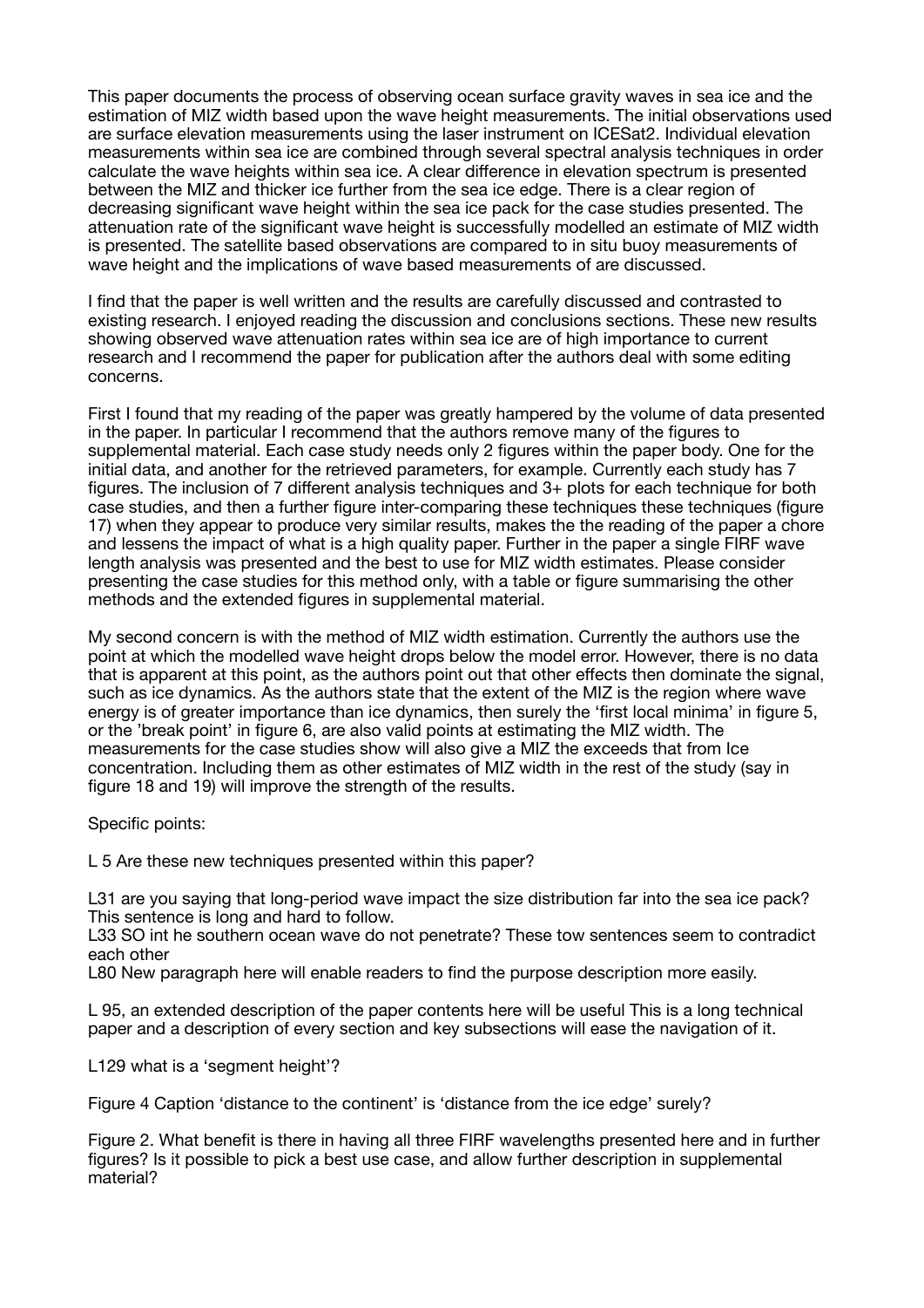This paper documents the process of observing ocean surface gravity waves in sea ice and the estimation of MIZ width based upon the wave height measurements. The initial observations used are surface elevation measurements using the laser instrument on ICESat2. Individual elevation measurements within sea ice are combined through several spectral analysis techniques in order calculate the wave heights within sea ice. A clear difference in elevation spectrum is presented between the MIZ and thicker ice further from the sea ice edge. There is a clear region of decreasing significant wave height within the sea ice pack for the case studies presented. The attenuation rate of the significant wave height is successfully modelled an estimate of MIZ width is presented. The satellite based observations are compared to in situ buoy measurements of wave height and the implications of wave based measurements of are discussed.

I find that the paper is well written and the results are carefully discussed and contrasted to existing research. I enjoyed reading the discussion and conclusions sections. These new results showing observed wave attenuation rates within sea ice are of high importance to current research and I recommend the paper for publication after the authors deal with some editing concerns.

First I found that my reading of the paper was greatly hampered by the volume of data presented in the paper. In particular I recommend that the authors remove many of the figures to supplemental material. Each case study needs only 2 figures within the paper body. One for the initial data, and another for the retrieved parameters, for example. Currently each study has 7 figures. The inclusion of 7 different analysis techniques and 3+ plots for each technique for both case studies, and then a further figure inter-comparing these techniques these techniques (figure 17) when they appear to produce very similar results, makes the the reading of the paper a chore and lessens the impact of what is a high quality paper. Further in the paper a single FIRF wave length analysis was presented and the best to use for MIZ width estimates. Please consider presenting the case studies for this method only, with a table or figure summarising the other methods and the extended figures in supplemental material.

My second concern is with the method of MIZ width estimation. Currently the authors use the point at which the modelled wave height drops below the model error. However, there is no data that is apparent at this point, as the authors point out that other effects then dominate the signal, such as ice dynamics. As the authors state that the extent of the MIZ is the region where wave energy is of greater importance than ice dynamics, then surely the 'first local minima' in figure 5, or the 'break point' in figure 6, are also valid points at estimating the MIZ width. The measurements for the case studies show will also give a MIZ the exceeds that from Ice concentration. Including them as other estimates of MIZ width in the rest of the study (say in figure 18 and 19) will improve the strength of the results.

Specific points:

L 5 Are these new techniques presented within this paper?

L31 are you saying that long-period wave impact the size distribution far into the sea ice pack? This sentence is long and hard to follow.

L33 SO int he southern ocean wave do not penetrate? These tow sentences seem to contradict each other

L80 New paragraph here will enable readers to find the purpose description more easily.

L 95, an extended description of the paper contents here will be useful This is a long technical paper and a description of every section and key subsections will ease the navigation of it.

L129 what is a 'segment height'?

Figure 4 Caption 'distance to the continent' is 'distance from the ice edge' surely?

Figure 2. What benefit is there in having all three FIRF wavelengths presented here and in further figures? Is it possible to pick a best use case, and allow further description in supplemental material?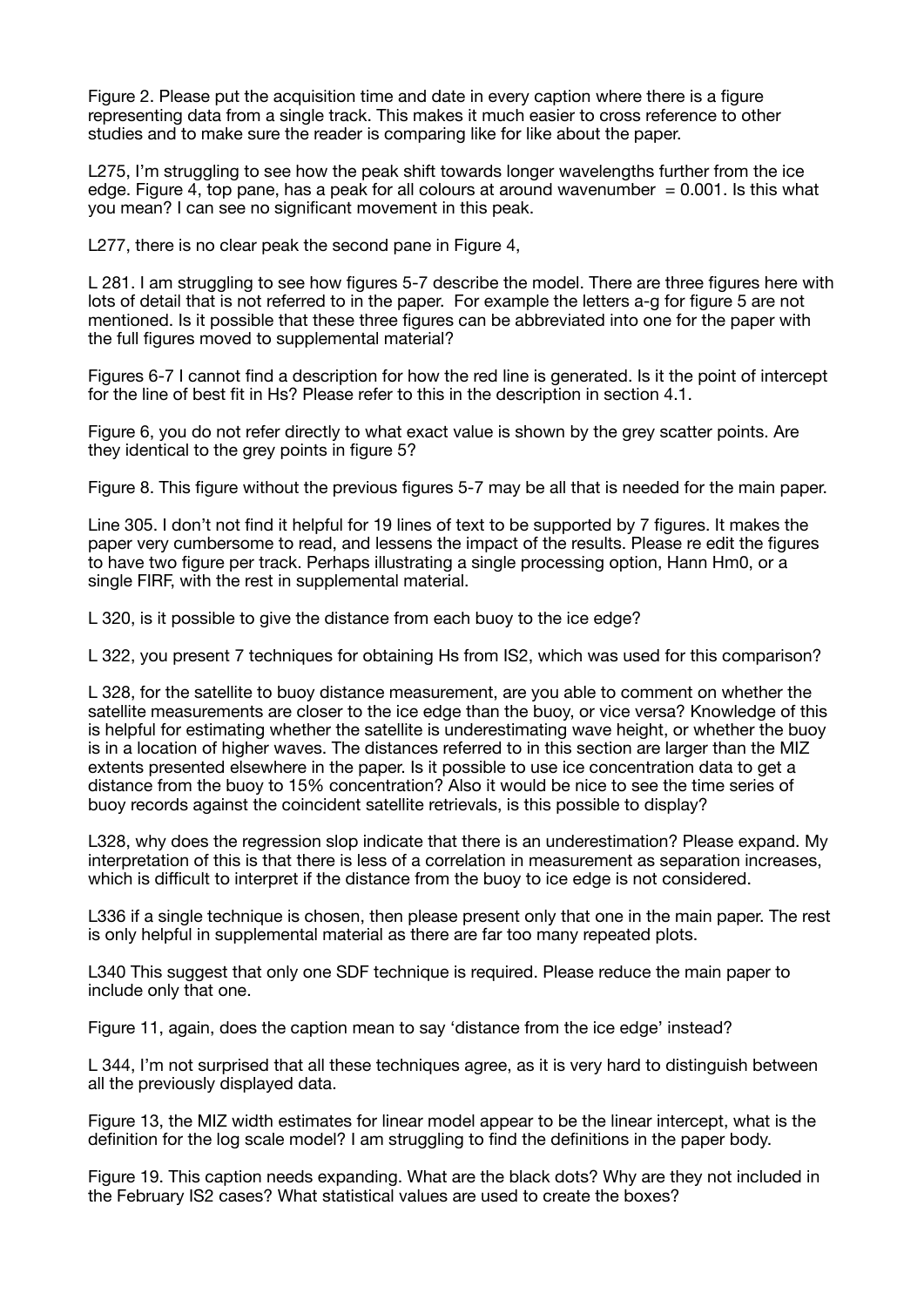Figure 2. Please put the acquisition time and date in every caption where there is a figure representing data from a single track. This makes it much easier to cross reference to other studies and to make sure the reader is comparing like for like about the paper.

L275, I'm struggling to see how the peak shift towards longer wavelengths further from the ice edge. Figure 4, top pane, has a peak for all colours at around wavenumber = 0.001. Is this what you mean? I can see no significant movement in this peak.

L277, there is no clear peak the second pane in Figure 4,

L 281. I am struggling to see how figures 5-7 describe the model. There are three figures here with lots of detail that is not referred to in the paper. For example the letters a-g for figure 5 are not mentioned. Is it possible that these three figures can be abbreviated into one for the paper with the full figures moved to supplemental material?

Figures 6-7 I cannot find a description for how the red line is generated. Is it the point of intercept for the line of best fit in Hs? Please refer to this in the description in section 4.1.

Figure 6, you do not refer directly to what exact value is shown by the grey scatter points. Are they identical to the grey points in figure 5?

Figure 8. This figure without the previous figures 5-7 may be all that is needed for the main paper.

Line 305. I don't not find it helpful for 19 lines of text to be supported by 7 figures. It makes the paper very cumbersome to read, and lessens the impact of the results. Please re edit the figures to have two figure per track. Perhaps illustrating a single processing option, Hann Hm0, or a single FIRF, with the rest in supplemental material.

L 320, is it possible to give the distance from each buoy to the ice edge?

L 322, you present 7 techniques for obtaining Hs from IS2, which was used for this comparison?

L 328, for the satellite to buoy distance measurement, are you able to comment on whether the satellite measurements are closer to the ice edge than the buoy, or vice versa? Knowledge of this is helpful for estimating whether the satellite is underestimating wave height, or whether the buoy is in a location of higher waves. The distances referred to in this section are larger than the MIZ extents presented elsewhere in the paper. Is it possible to use ice concentration data to get a distance from the buoy to 15% concentration? Also it would be nice to see the time series of buoy records against the coincident satellite retrievals, is this possible to display?

L328, why does the regression slop indicate that there is an underestimation? Please expand. My interpretation of this is that there is less of a correlation in measurement as separation increases, which is difficult to interpret if the distance from the buoy to ice edge is not considered.

L336 if a single technique is chosen, then please present only that one in the main paper. The rest is only helpful in supplemental material as there are far too many repeated plots.

L340 This suggest that only one SDF technique is required. Please reduce the main paper to include only that one.

Figure 11, again, does the caption mean to say 'distance from the ice edge' instead?

L 344, I'm not surprised that all these techniques agree, as it is very hard to distinguish between all the previously displayed data.

Figure 13, the MIZ width estimates for linear model appear to be the linear intercept, what is the definition for the log scale model? I am struggling to find the definitions in the paper body.

Figure 19. This caption needs expanding. What are the black dots? Why are they not included in the February IS2 cases? What statistical values are used to create the boxes?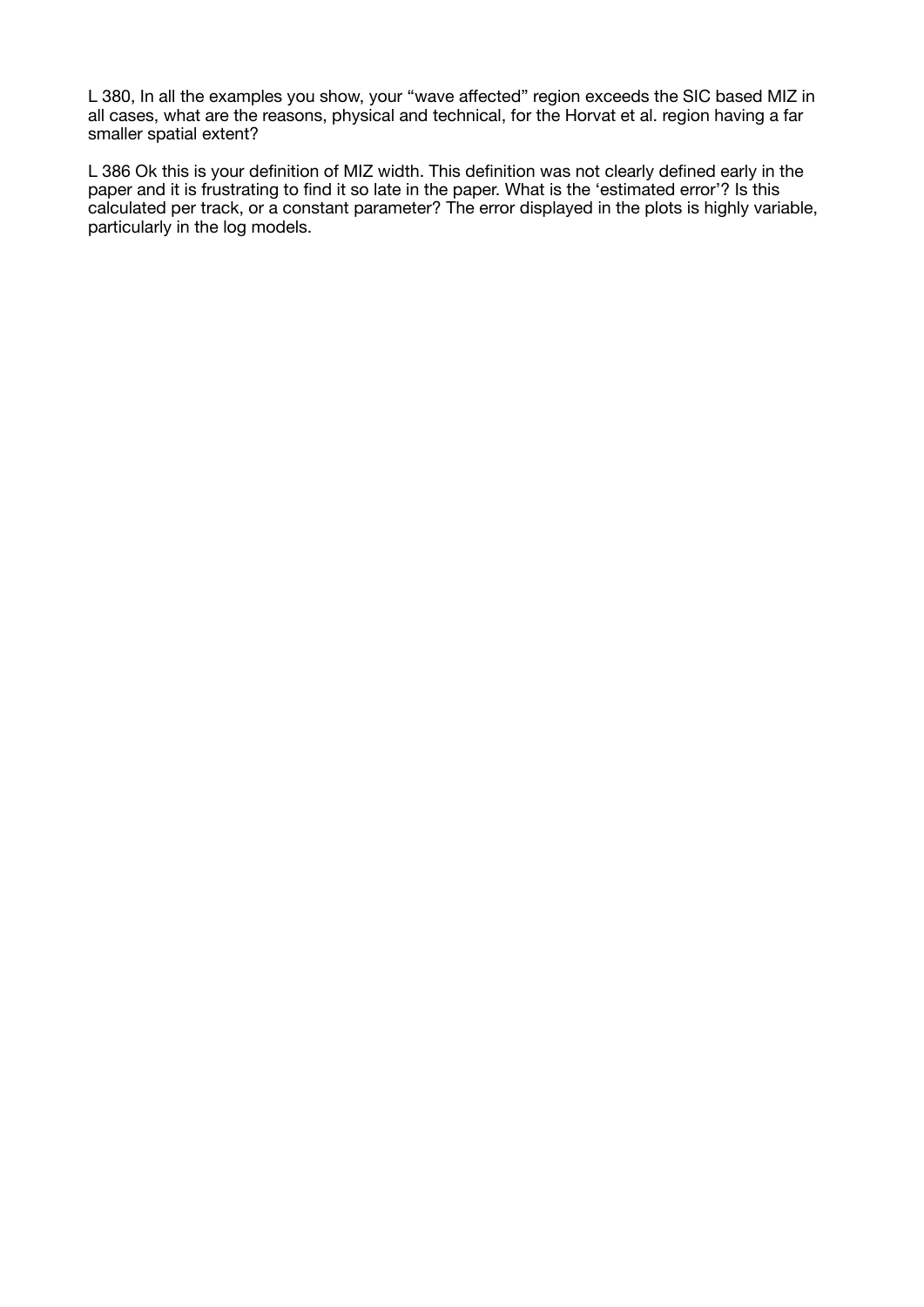L 380, In all the examples you show, your “wave affected” region exceeds the SIC based MIZ in all cases, what are the reasons, physical and technical, for the Horvat et al. region having a far smaller spatial extent?

L 386 Ok this is your definition of MIZ width. This definition was not clearly defined early in the paper and it is frustrating to find it so late in the paper. What is the ‘estimated error’? Is this calculated per track, or a constant parameter? The error displayed in the plots is highly variable, particularly in the log models.